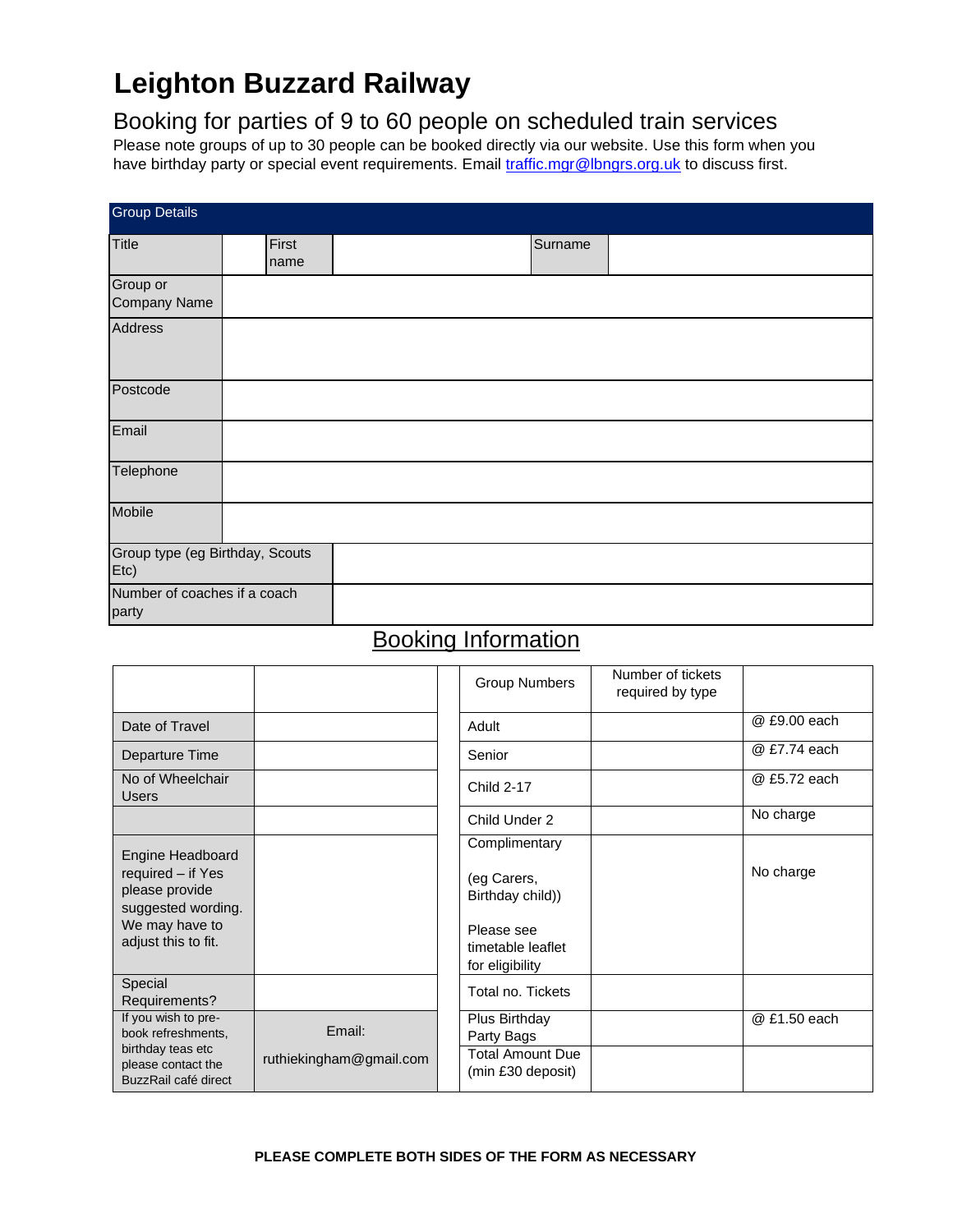# Leighton Buzzard Railway

## Booking for parties of 9 to 60 people on scheduled train services

Please note groups of up to 30 people can be booked directly via our website. Use this form when you have birthday party or special event requirements. Email traffic.mgr@lbngrs.org.uk to discuss first.

| Group Details | | | | | |
|---|---|---|---|---|---|
| Title | | First name | | Surname | |
| Group or Company Name | | | | | |
| Address | | | | | |
| Postcode | | | | | |
| Email | | | | | |
| Telephone | | | | | |
| Mobile | | | | | |
| Group type (eg Birthday, Scouts Etc) | | | | | |
| Number of coaches if a coach party | | | | | |

## Booking Information

| | | | Group Numbers | Number of tickets required by type | |
|---|---|---|---|---|---|
| Date of Travel | | | Adult | | @ £9.00 each |
| Departure Time | | | Senior | | @ £7.74 each |
| No of Wheelchair Users | | | Child 2-17 | | @ £5.72 each |
| | | | Child Under 2 | | No charge |
| Engine Headboard required – if Yes please provide suggested wording. We may have to adjust this to fit. | | | Complimentary (eg Carers, Birthday child)) Please see timetable leaflet for eligibility | | No charge |
| Special Requirements? | | | Total no. Tickets | | |
| If you wish to pre-book refreshments, birthday teas etc please contact the BuzzRail café direct | Email: ruthiekingham@gmail.com | | Plus Birthday Party Bags | | @ £1.50 each |
| | | | Total Amount Due (min £30 deposit) | | |

**PLEASE COMPLETE BOTH SIDES OF THE FORM AS NECESSARY**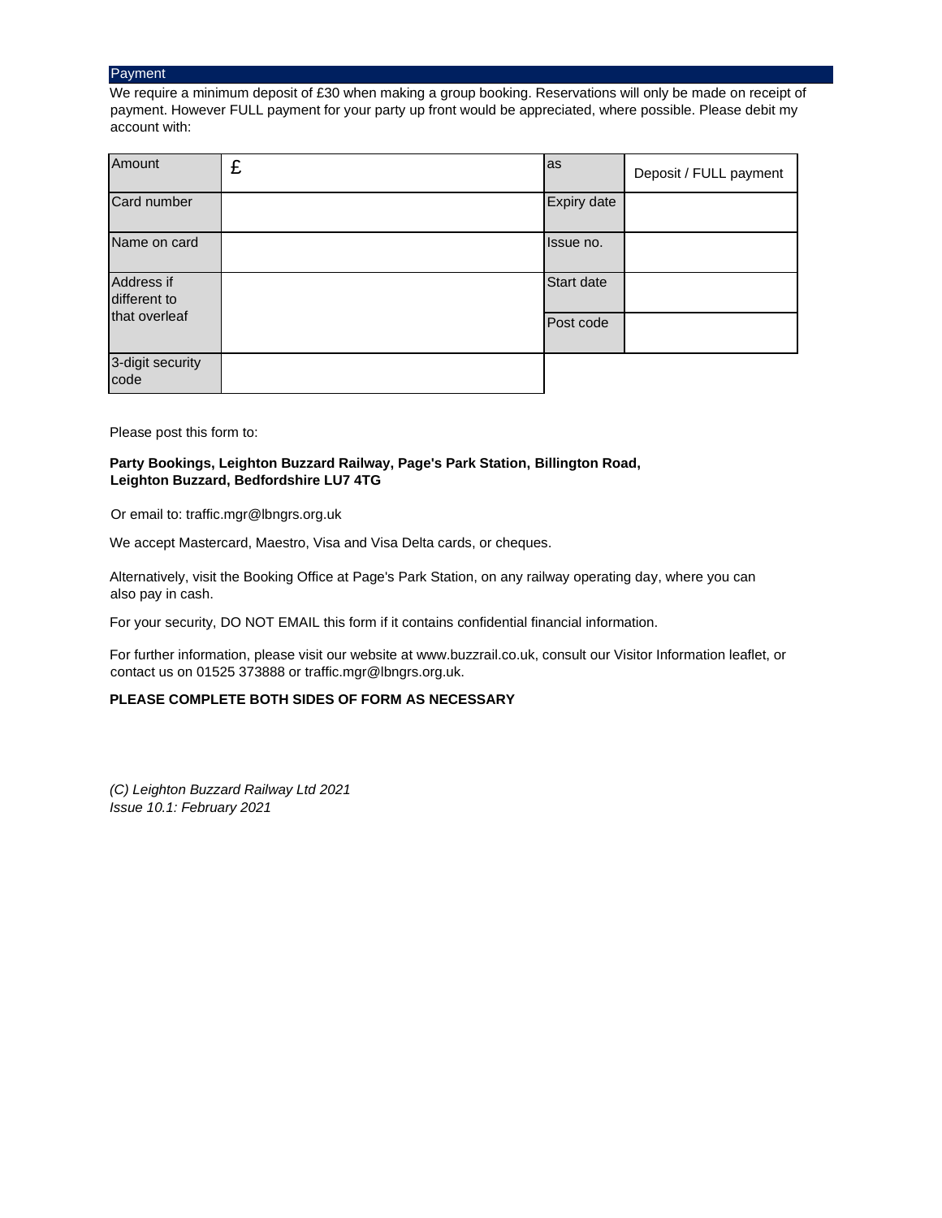## Payment

We require a minimum deposit of £30 when making a group booking. Reservations will only be made on receipt of payment. However FULL payment for your party up front would be appreciated, where possible. Please debit my account with:

| | | | |
|---|---|---|---|
| Amount | £ | as | Deposit / FULL payment |
| Card number | | Expiry date | |
| Name on card | | Issue no. | |
| Address if different to that overleaf | | Start date | |
| | | Post code | |
| 3-digit security code | | | |

Please post this form to:

**Party Bookings, Leighton Buzzard Railway, Page's Park Station, Billington Road, Leighton Buzzard, Bedfordshire LU7 4TG**

Or email to: traffic.mgr@lbngrs.org.uk

We accept Mastercard, Maestro, Visa and Visa Delta cards, or cheques.

Alternatively, visit the Booking Office at Page's Park Station, on any railway operating day, where you can also pay in cash.

For your security, DO NOT EMAIL this form if it contains confidential financial information.

For further information, please visit our website at www.buzzrail.co.uk, consult our Visitor Information leaflet, or contact us on 01525 373888 or traffic.mgr@lbngrs.org.uk.

**PLEASE COMPLETE BOTH SIDES OF FORM AS NECESSARY**

*(C) Leighton Buzzard Railway Ltd 2021*
*Issue 10.1: February 2021*